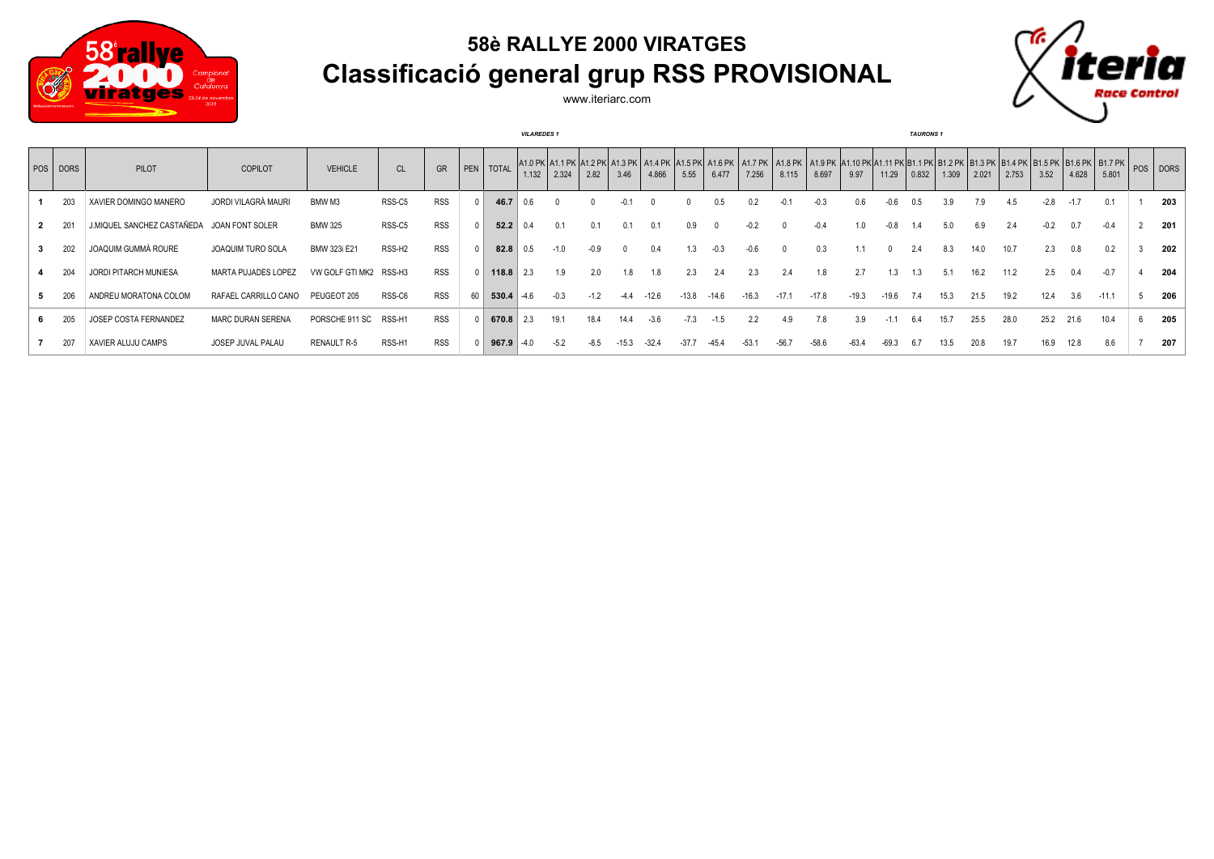# 58è RALLYE 2000 VIRATGES

## Classificació general grup RSS PROVISIONAL

www.iteriarc.com

| POS | DORS | PILOT | COPILOT | VEHICLE | CL | GR | PEN | TOTAL | A1.0 PK 1.132 | A1.1 PK 2.324 | A1.2 PK 2.82 | A1.3 PK 3.46 | A1.4 PK 4.866 | A1.5 PK 5.55 | A1.6 PK 6.477 | A1.7 PK 7.256 | A1.8 PK 8.115 | A1.9 PK 8.697 | A1.10 PK 9.97 | A1.11 PK 11.29 | B1.1 PK 0.832 | B1.2 PK 1.309 | B1.3 PK 2.021 | B1.4 PK 2.753 | B1.5 PK 3.52 | B1.6 PK 4.628 | B1.7 PK 5.801 | POS | DORS |
|---|---|---|---|---|---|---|---|---|---|---|---|---|---|---|---|---|---|---|---|---|---|---|---|---|---|---|---|---|---|
| | | | | | | | | | *VILAREDES 1* | | | | | | | | | | | | *TAURONS 1* | | | | | | | | |
| **1** | 203 | XAVIER DOMINGO MANERO | JORDI VILAGRÀ MAURI | BMW M3 | RSS-C5 | RSS | 0 | **46.7** | 0.6 | 0 | 0 | -0.1 | 0 | 0 | 0.5 | 0.2 | -0.1 | -0.3 | 0.6 | -0.6 | 0.5 | 3.9 | 7.9 | 4.5 | -2.8 | -1.7 | 0.1 | 1 | **203** |
| **2** | 201 | J.MIQUEL SANCHEZ CASTAÑEDA | JOAN FONT SOLER | BMW 325 | RSS-C5 | RSS | 0 | **52.2** | 0.4 | 0.1 | 0.1 | 0.1 | 0.1 | 0.9 | 0 | -0.2 | 0 | -0.4 | 1.0 | -0.8 | 1.4 | 5.0 | 6.9 | 2.4 | -0.2 | 0.7 | -0.4 | 2 | **201** |
| **3** | 202 | JOAQUIM GUMMÀ ROURE | JOAQUIM TURO SOLA | BMW 323i E21 | RSS-H2 | RSS | 0 | **82.8** | 0.5 | -1.0 | -0.9 | 0 | 0.4 | 1.3 | -0.3 | -0.6 | 0 | 0.3 | 1.1 | 0 | 2.4 | 8.3 | 14.0 | 10.7 | 2.3 | 0.8 | 0.2 | 3 | **202** |
| **4** | 204 | JORDI PITARCH MUNIESA | MARTA PUJADES LOPEZ | VW GOLF GTI MK2 | RSS-H3 | RSS | 0 | **118.8** | 2.3 | 1.9 | 2.0 | 1.8 | 1.8 | 2.3 | 2.4 | 2.3 | 2.4 | 1.8 | 2.7 | 1.3 | 1.3 | 5.1 | 16.2 | 11.2 | 2.5 | 0.4 | -0.7 | 4 | **204** |
| **5** | 206 | ANDREU MORATONA COLOM | RAFAEL CARRILLO CANO | PEUGEOT 205 | RSS-C6 | RSS | 60 | **530.4** | -4.6 | -0.3 | -1.2 | -4.4 | -12.6 | -13.8 | -14.6 | -16.3 | -17.1 | -17.8 | -19.3 | -19.6 | 7.4 | 15.3 | 21.5 | 19.2 | 12.4 | 3.6 | -11.1 | 5 | **206** |
| **6** | 205 | JOSEP COSTA FERNANDEZ | MARC DURAN SERENA | PORSCHE 911 SC | RSS-H1 | RSS | 0 | **670.8** | 2.3 | 19.1 | 18.4 | 14.4 | -3.6 | -7.3 | -1.5 | 2.2 | 4.9 | 7.8 | 3.9 | -1.1 | 6.4 | 15.7 | 25.5 | 28.0 | 25.2 | 21.6 | 10.4 | 6 | **205** |
| **7** | 207 | XAVIER ALUJU CAMPS | JOSEP JUVAL PALAU | RENAULT R-5 | RSS-H1 | RSS | 0 | **967.9** | -4.0 | -5.2 | -8.5 | -15.3 | -32.4 | -37.7 | -45.4 | -53.1 | -56.7 | -58.6 | -63.4 | -69.3 | 6.7 | 13.5 | 20.8 | 19.7 | 16.9 | 12.8 | 8.6 | 7 | **207** |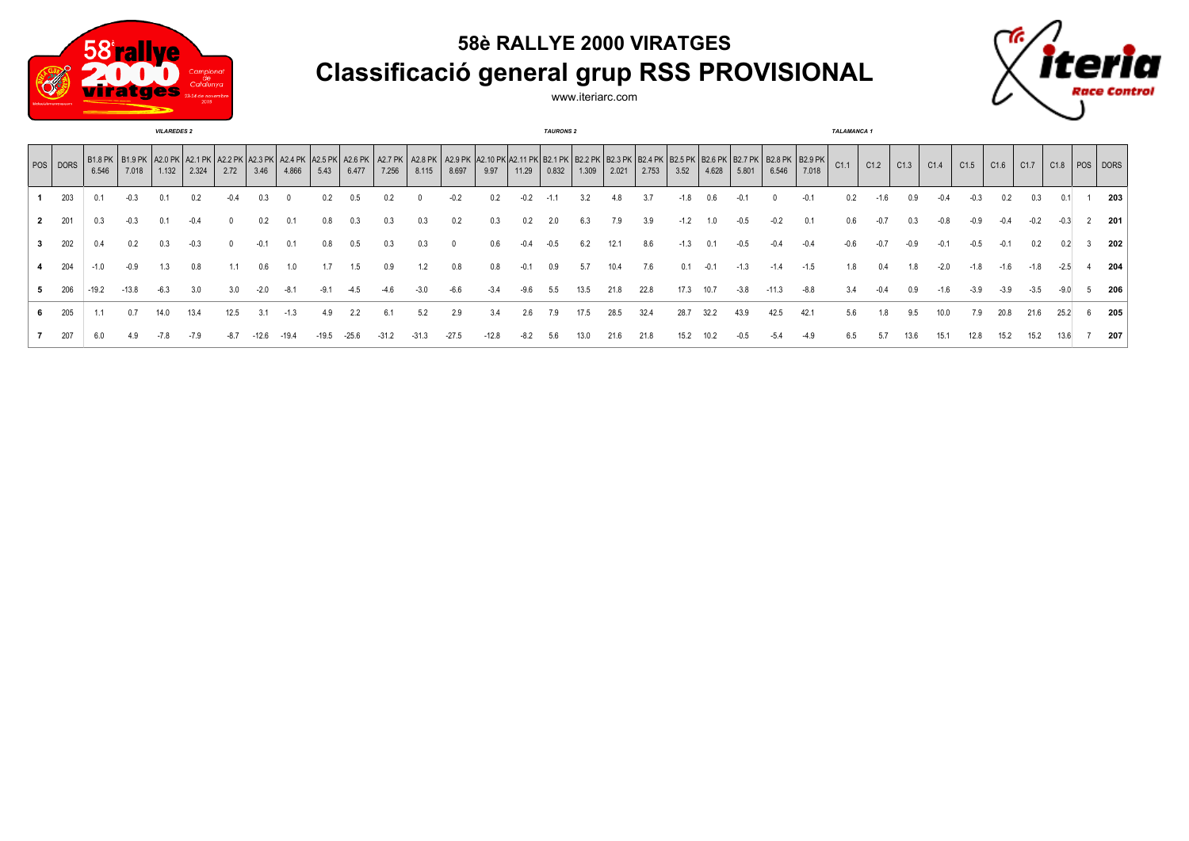# 58è RALLYE 2000 VIRATGES

## Classificació general grup RSS PROVISIONAL

www.iteriarc.com

*VILAREDES 2* — *TAURONS 2* — *TALAMANCA 1*

| POS | DORS | B1.8 PK 6.546 | B1.9 PK 7.018 | A2.0 PK 1.132 | A2.1 PK 2.324 | A2.2 PK 2.72 | A2.3 PK 3.46 | A2.4 PK 4.866 | A2.5 PK 5.43 | A2.6 PK 6.477 | A2.7 PK 7.256 | A2.8 PK 8.115 | A2.9 PK 8.697 | A2.10 PK 9.97 | A2.11 PK 11.29 | B2.1 PK 0.832 | B2.2 PK 1.309 | B2.3 PK 2.021 | B2.4 PK 2.753 | B2.5 PK 3.52 | B2.6 PK 4.628 | B2.7 PK 5.801 | B2.8 PK 6.546 | B2.9 PK 7.018 | C1.1 | C1.2 | C1.3 | C1.4 | C1.5 | C1.6 | C1.7 | C1.8 | POS | DORS |
|---|---|---|---|---|---|---|---|---|---|---|---|---|---|---|---|---|---|---|---|---|---|---|---|---|---|---|---|---|---|---|---|---|---|---|
| **1** | 203 | 0.1 | -0.3 | 0.1 | 0.2 | -0.4 | 0.3 | 0 | 0.2 | 0.5 | 0.2 | 0 | -0.2 | 0.2 | -0.2 | -1.1 | 3.2 | 4.8 | 3.7 | -1.8 | 0.6 | -0.1 | 0 | -0.1 | 0.2 | -1.6 | 0.9 | -0.4 | -0.3 | 0.2 | 0.3 | 0.1 | 1 | **203** |
| **2** | 201 | 0.3 | -0.3 | 0.1 | -0.4 | 0 | 0.2 | 0.1 | 0.8 | 0.3 | 0.3 | 0.3 | 0.2 | 0.3 | 0.2 | 2.0 | 6.3 | 7.9 | 3.9 | -1.2 | 1.0 | -0.5 | -0.2 | 0.1 | 0.6 | -0.7 | 0.3 | -0.8 | -0.9 | -0.4 | -0.2 | -0.3 | 2 | **201** |
| **3** | 202 | 0.4 | 0.2 | 0.3 | -0.3 | 0 | -0.1 | 0.1 | 0.8 | 0.5 | 0.3 | 0.3 | 0 | 0.6 | -0.4 | -0.5 | 6.2 | 12.1 | 8.6 | -1.3 | 0.1 | -0.5 | -0.4 | -0.4 | -0.6 | -0.7 | -0.9 | -0.1 | -0.5 | -0.1 | 0.2 | 0.2 | 3 | **202** |
| **4** | 204 | -1.0 | -0.9 | 1.3 | 0.8 | 1.1 | 0.6 | 1.0 | 1.7 | 1.5 | 0.9 | 1.2 | 0.8 | 0.8 | -0.1 | 0.9 | 5.7 | 10.4 | 7.6 | 0.1 | -0.1 | -1.3 | -1.4 | -1.5 | 1.8 | 0.4 | 1.8 | -2.0 | -1.8 | -1.6 | -1.8 | -2.5 | 4 | **204** |
| **5** | 206 | -19.2 | -13.8 | -6.3 | 3.0 | 3.0 | -2.0 | -8.1 | -9.1 | -4.5 | -4.6 | -3.0 | -6.6 | -3.4 | -9.6 | 5.5 | 13.5 | 21.8 | 22.8 | 17.3 | 10.7 | -3.8 | -11.3 | -8.8 | 3.4 | -0.4 | 0.9 | -1.6 | -3.9 | -3.9 | -3.5 | -9.0 | 5 | **206** |
| **6** | 205 | 1.1 | 0.7 | 14.0 | 13.4 | 12.5 | 3.1 | -1.3 | 4.9 | 2.2 | 6.1 | 5.2 | 2.9 | 3.4 | 2.6 | 7.9 | 17.5 | 28.5 | 32.4 | 28.7 | 32.2 | 43.9 | 42.5 | 42.1 | 5.6 | 1.8 | 9.5 | 10.0 | 7.9 | 20.8 | 21.6 | 25.2 | 6 | **205** |
| **7** | 207 | 6.0 | 4.9 | -7.8 | -7.9 | -8.7 | -12.6 | -19.4 | -19.5 | -25.6 | -31.2 | -31.3 | -27.5 | -12.8 | -8.2 | 5.6 | 13.0 | 21.6 | 21.8 | 15.2 | 10.2 | -0.5 | -5.4 | -4.9 | 6.5 | 5.7 | 13.6 | 15.1 | 12.8 | 15.2 | 15.2 | 13.6 | 7 | **207** |